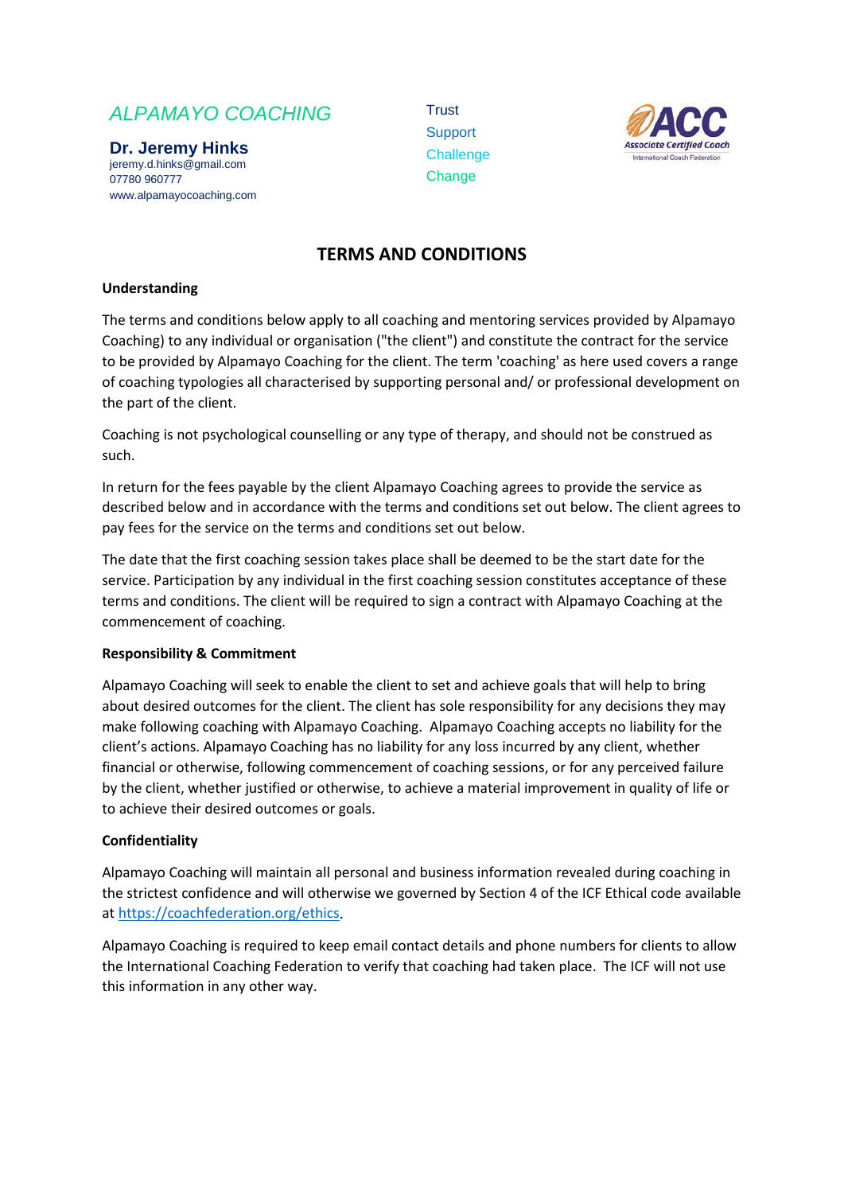*ALPAMAYO COACHING*

**Dr. Jeremy Hinks**
jeremy.d.hinks@gmail.com
07780 960777
www.alpamayocoaching.com

Trust
Support
Challenge
Change

ACC
Associate Certified Coach
International Coach Federation

# TERMS AND CONDITIONS

**Understanding**

The terms and conditions below apply to all coaching and mentoring services provided by Alpamayo Coaching) to any individual or organisation ("the client") and constitute the contract for the service to be provided by Alpamayo Coaching for the client. The term 'coaching' as here used covers a range of coaching typologies all characterised by supporting personal and/ or professional development on the part of the client.

Coaching is not psychological counselling or any type of therapy, and should not be construed as such.

In return for the fees payable by the client Alpamayo Coaching agrees to provide the service as described below and in accordance with the terms and conditions set out below. The client agrees to pay fees for the service on the terms and conditions set out below.

The date that the first coaching session takes place shall be deemed to be the start date for the service. Participation by any individual in the first coaching session constitutes acceptance of these terms and conditions. The client will be required to sign a contract with Alpamayo Coaching at the commencement of coaching.

**Responsibility & Commitment**

Alpamayo Coaching will seek to enable the client to set and achieve goals that will help to bring about desired outcomes for the client. The client has sole responsibility for any decisions they may make following coaching with Alpamayo Coaching. Alpamayo Coaching accepts no liability for the client's actions. Alpamayo Coaching has no liability for any loss incurred by any client, whether financial or otherwise, following commencement of coaching sessions, or for any perceived failure by the client, whether justified or otherwise, to achieve a material improvement in quality of life or to achieve their desired outcomes or goals.

**Confidentiality**

Alpamayo Coaching will maintain all personal and business information revealed during coaching in the strictest confidence and will otherwise we governed by Section 4 of the ICF Ethical code available at [https://coachfederation.org/ethics](https://coachfederation.org/ethics).

Alpamayo Coaching is required to keep email contact details and phone numbers for clients to allow the International Coaching Federation to verify that coaching had taken place. The ICF will not use this information in any other way.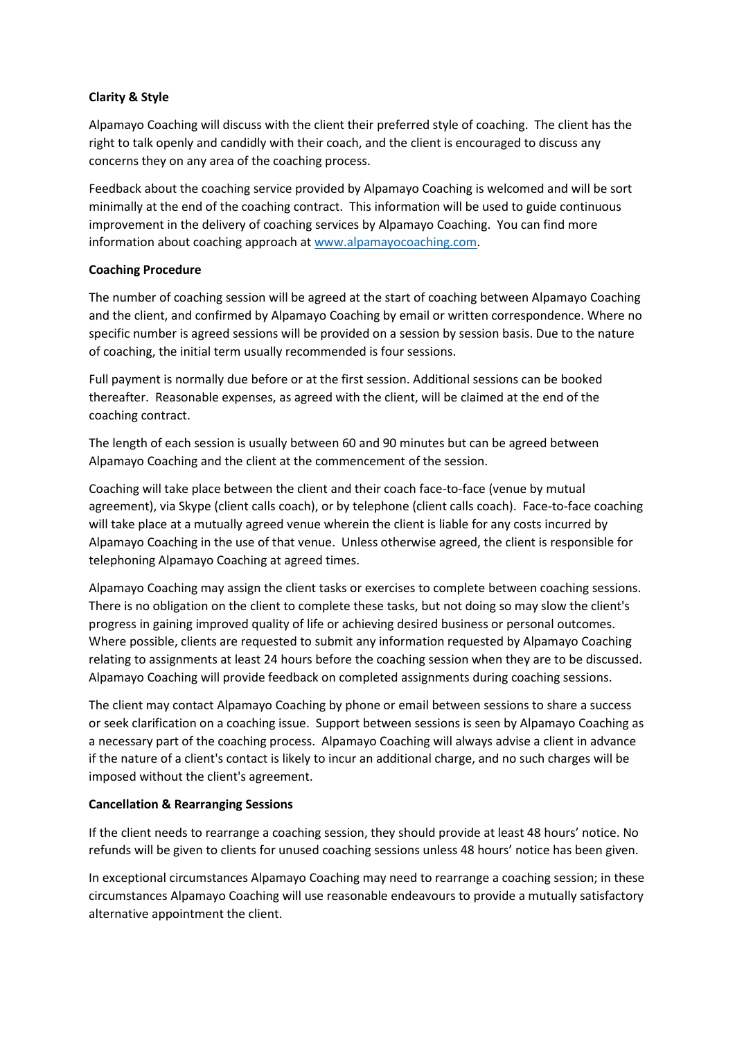**Clarity & Style**

Alpamayo Coaching will discuss with the client their preferred style of coaching. The client has the right to talk openly and candidly with their coach, and the client is encouraged to discuss any concerns they on any area of the coaching process.

Feedback about the coaching service provided by Alpamayo Coaching is welcomed and will be sort minimally at the end of the coaching contract. This information will be used to guide continuous improvement in the delivery of coaching services by Alpamayo Coaching. You can find more information about coaching approach at [www.alpamayocoaching.com](http://www.alpamayocoaching.com).

**Coaching Procedure**

The number of coaching session will be agreed at the start of coaching between Alpamayo Coaching and the client, and confirmed by Alpamayo Coaching by email or written correspondence. Where no specific number is agreed sessions will be provided on a session by session basis. Due to the nature of coaching, the initial term usually recommended is four sessions.

Full payment is normally due before or at the first session. Additional sessions can be booked thereafter. Reasonable expenses, as agreed with the client, will be claimed at the end of the coaching contract.

The length of each session is usually between 60 and 90 minutes but can be agreed between Alpamayo Coaching and the client at the commencement of the session.

Coaching will take place between the client and their coach face-to-face (venue by mutual agreement), via Skype (client calls coach), or by telephone (client calls coach). Face-to-face coaching will take place at a mutually agreed venue wherein the client is liable for any costs incurred by Alpamayo Coaching in the use of that venue. Unless otherwise agreed, the client is responsible for telephoning Alpamayo Coaching at agreed times.

Alpamayo Coaching may assign the client tasks or exercises to complete between coaching sessions. There is no obligation on the client to complete these tasks, but not doing so may slow the client's progress in gaining improved quality of life or achieving desired business or personal outcomes. Where possible, clients are requested to submit any information requested by Alpamayo Coaching relating to assignments at least 24 hours before the coaching session when they are to be discussed. Alpamayo Coaching will provide feedback on completed assignments during coaching sessions.

The client may contact Alpamayo Coaching by phone or email between sessions to share a success or seek clarification on a coaching issue. Support between sessions is seen by Alpamayo Coaching as a necessary part of the coaching process. Alpamayo Coaching will always advise a client in advance if the nature of a client's contact is likely to incur an additional charge, and no such charges will be imposed without the client's agreement.

**Cancellation & Rearranging Sessions**

If the client needs to rearrange a coaching session, they should provide at least 48 hours' notice. No refunds will be given to clients for unused coaching sessions unless 48 hours' notice has been given.

In exceptional circumstances Alpamayo Coaching may need to rearrange a coaching session; in these circumstances Alpamayo Coaching will use reasonable endeavours to provide a mutually satisfactory alternative appointment the client.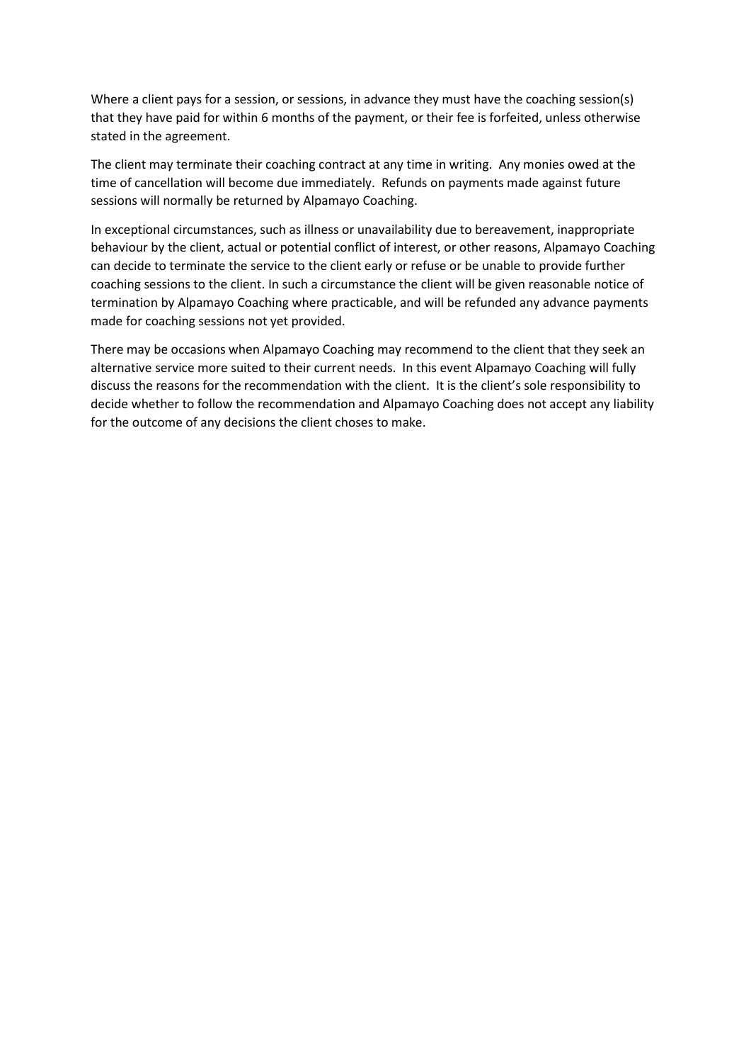Where a client pays for a session, or sessions, in advance they must have the coaching session(s) that they have paid for within 6 months of the payment, or their fee is forfeited, unless otherwise stated in the agreement.

The client may terminate their coaching contract at any time in writing. Any monies owed at the time of cancellation will become due immediately. Refunds on payments made against future sessions will normally be returned by Alpamayo Coaching.

In exceptional circumstances, such as illness or unavailability due to bereavement, inappropriate behaviour by the client, actual or potential conflict of interest, or other reasons, Alpamayo Coaching can decide to terminate the service to the client early or refuse or be unable to provide further coaching sessions to the client. In such a circumstance the client will be given reasonable notice of termination by Alpamayo Coaching where practicable, and will be refunded any advance payments made for coaching sessions not yet provided.

There may be occasions when Alpamayo Coaching may recommend to the client that they seek an alternative service more suited to their current needs. In this event Alpamayo Coaching will fully discuss the reasons for the recommendation with the client. It is the client's sole responsibility to decide whether to follow the recommendation and Alpamayo Coaching does not accept any liability for the outcome of any decisions the client choses to make.